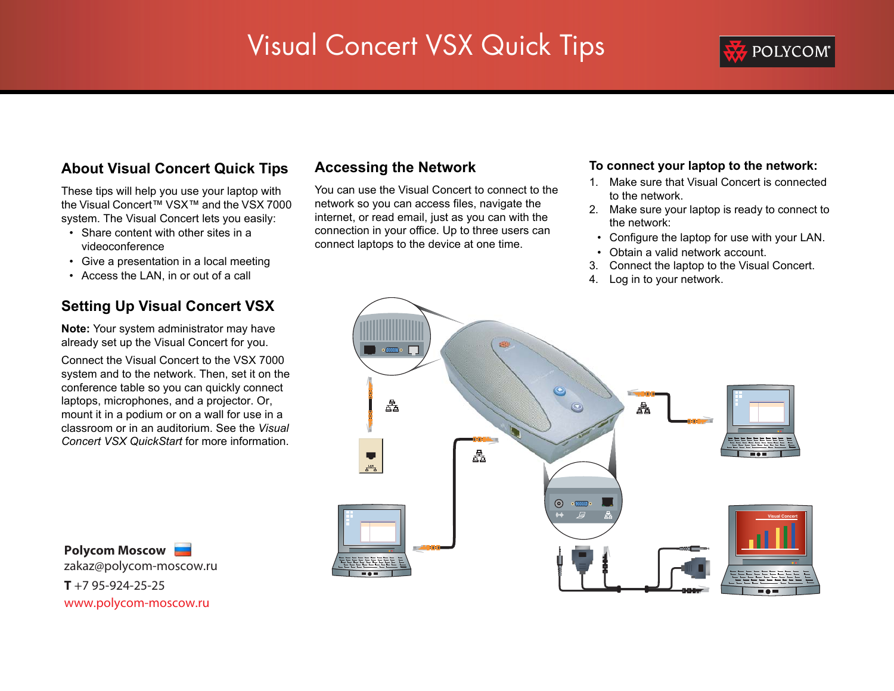# Visual Concert VSX Quick Tips

## About Visual Concert Quick Tips

These tips will help you use your laptop with the Visual Concert™ VSX™ and the VSX 7000 system. The Visual Concert lets you easily:

- Share content with other sites in a videoconference
- Give a presentation in a local meeting
- Access the LAN, in or out of a call

## Setting Up Visual Concert VSX

**Note:** Your system administrator may have already set up the Visual Concert for you.

Connect the Visual Concert to the VSX 7000 system and to the network. Then, set it on the conference table so you can quickly connect laptops, microphones, and a projector. Or, mount it in a podium or on a wall for use in a classroom or in an auditorium. See the *Visual Concert VSX QuickStart* for more information.

**Polycom Moscow**
zakaz@polycom-moscow.ru
**T** +7 95-924-25-25
www.polycom-moscow.ru

## Accessing the Network

You can use the Visual Concert to connect to the network so you can access files, navigate the internet, or read email, just as you can with the connection in your office. Up to three users can connect laptops to the device at one time.

### To connect your laptop to the network:

1. Make sure that Visual Concert is connected to the network.
2. Make sure your laptop is ready to connect to the network:
   - Configure the laptop for use with your LAN.
   - Obtain a valid network account.
3. Connect the laptop to the Visual Concert.
4. Log in to your network.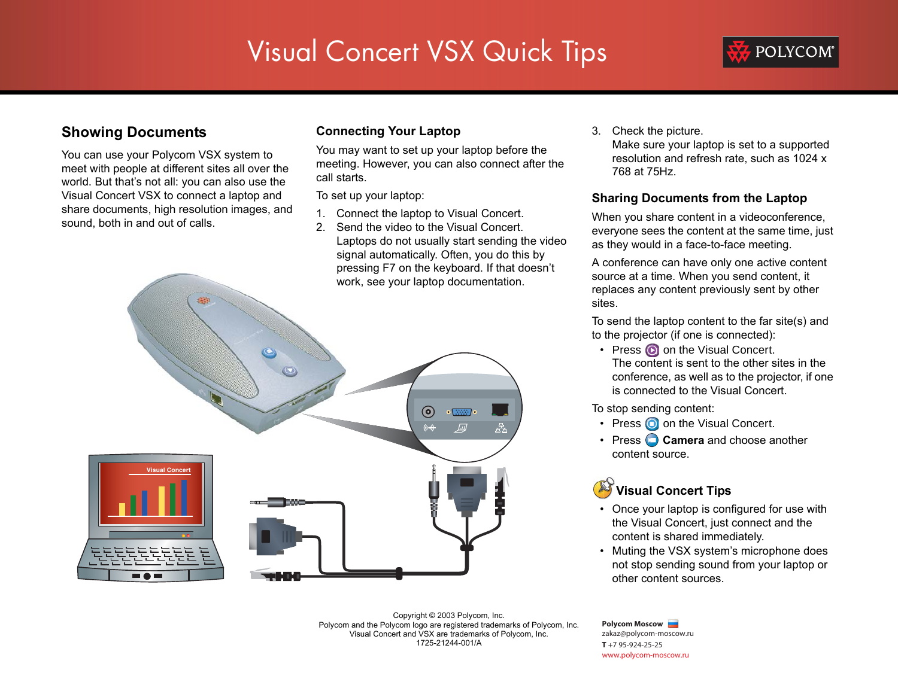# Visual Concert VSX Quick Tips

## Showing Documents

You can use your Polycom VSX system to meet with people at different sites all over the world. But that's not all: you can also use the Visual Concert VSX to connect a laptop and share documents, high resolution images, and sound, both in and out of calls.

## Connecting Your Laptop

You may want to set up your laptop before the meeting. However, you can also connect after the call starts.

To set up your laptop:

1. Connect the laptop to Visual Concert.
2. Send the video to the Visual Concert.
   Laptops do not usually start sending the video signal automatically. Often, you do this by pressing F7 on the keyboard. If that doesn't work, see your laptop documentation.
3. Check the picture.
   Make sure your laptop is set to a supported resolution and refresh rate, such as 1024 x 768 at 75Hz.

## Sharing Documents from the Laptop

When you share content in a videoconference, everyone sees the content at the same time, just as they would in a face-to-face meeting.

A conference can have only one active content source at a time. When you send content, it replaces any content previously sent by other sites.

To send the laptop content to the far site(s) and to the projector (if one is connected):

- Press on the Visual Concert.
  The content is sent to the other sites in the conference, as well as to the projector, if one is connected to the Visual Concert.

To stop sending content:

- Press on the Visual Concert.
- Press **Camera** and choose another content source.

## Visual Concert Tips

- Once your laptop is configured for use with the Visual Concert, just connect and the content is shared immediately.
- Muting the VSX system's microphone does not stop sending sound from your laptop or other content sources.

Copyright © 2003 Polycom, Inc.
Polycom and the Polycom logo are registered trademarks of Polycom, Inc.
Visual Concert and VSX are trademarks of Polycom, Inc.
1725-21244-001/A

**Polycom Moscow**
zakaz@polycom-moscow.ru
**T** +7 95-924-25-25
www.polycom-moscow.ru